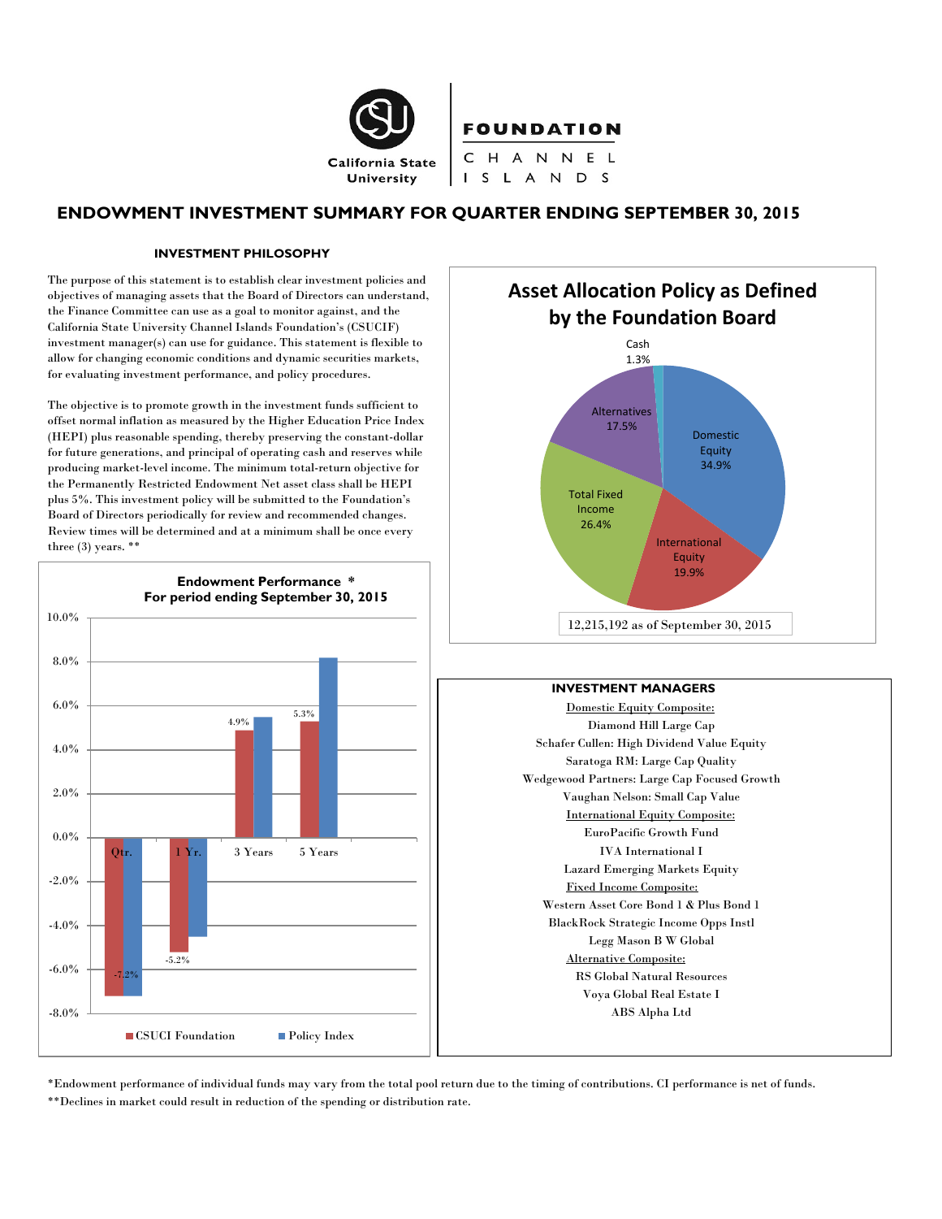California State University

FOUNDATION

CHANNEL ISLANDS

# ENDOWMENT INVESTMENT SUMMARY FOR QUARTER ENDING SEPTEMBER 30, 2015

## INVESTMENT PHILOSOPHY

The purpose of this statement is to establish clear investment policies and objectives of managing assets that the Board of Directors can understand, the Finance Committee can use as a goal to monitor against, and the California State University Channel Islands Foundation's (CSUCIF) investment manager(s) can use for guidance. This statement is flexible to allow for changing economic conditions and dynamic securities markets, for evaluating investment performance, and policy procedures.

The objective is to promote growth in the investment funds sufficient to offset normal inflation as measured by the Higher Education Price Index (HEPI) plus reasonable spending, thereby preserving the constant-dollar for future generations, and principal of operating cash and reserves while producing market-level income. The minimum total-return objective for the Permanently Restricted Endowment Net asset class shall be HEPI plus 5%. This investment policy will be submitted to the Foundation's Board of Directors periodically for review and recommended changes. Review times will be determined and at a minimum shall be once every three (3) years. **

**Endowment Performance * For period ending September 30, 2015**

10.0%
8.0%
6.0%
4.0%
2.0%
0.0%
-2.0%
-4.0%
-6.0%
-8.0%

Qtr.
1 Yr.
3 Years
5 Years

-7.2%
-5.2%
4.9%
5.3%

CSUCI Foundation
Policy Index

**Asset Allocation Policy as Defined by the Foundation Board**

Cash 1.3%
Alternatives 17.5%
Domestic Equity 34.9%
Total Fixed Income 26.4%
International Equity 19.9%

12,215,192 as of September 30, 2015

## INVESTMENT MANAGERS

Domestic Equity Composite:
Diamond Hill Large Cap
Schafer Cullen: High Dividend Value Equity
Saratoga RM: Large Cap Quality
Wedgewood Partners: Large Cap Focused Growth
Vaughan Nelson: Small Cap Value

International Equity Composite:
EuroPacific Growth Fund
IVA International I
Lazard Emerging Markets Equity

Fixed Income Composite:
Western Asset Core Bond 1 & Plus Bond 1
BlackRock Strategic Income Opps Instl
Legg Mason B W Global

Alternative Composite:
RS Global Natural Resources
Voya Global Real Estate I
ABS Alpha Ltd

*Endowment performance of individual funds may vary from the total pool return due to the timing of contributions. CI performance is net of funds.

**Declines in market could result in reduction of the spending or distribution rate.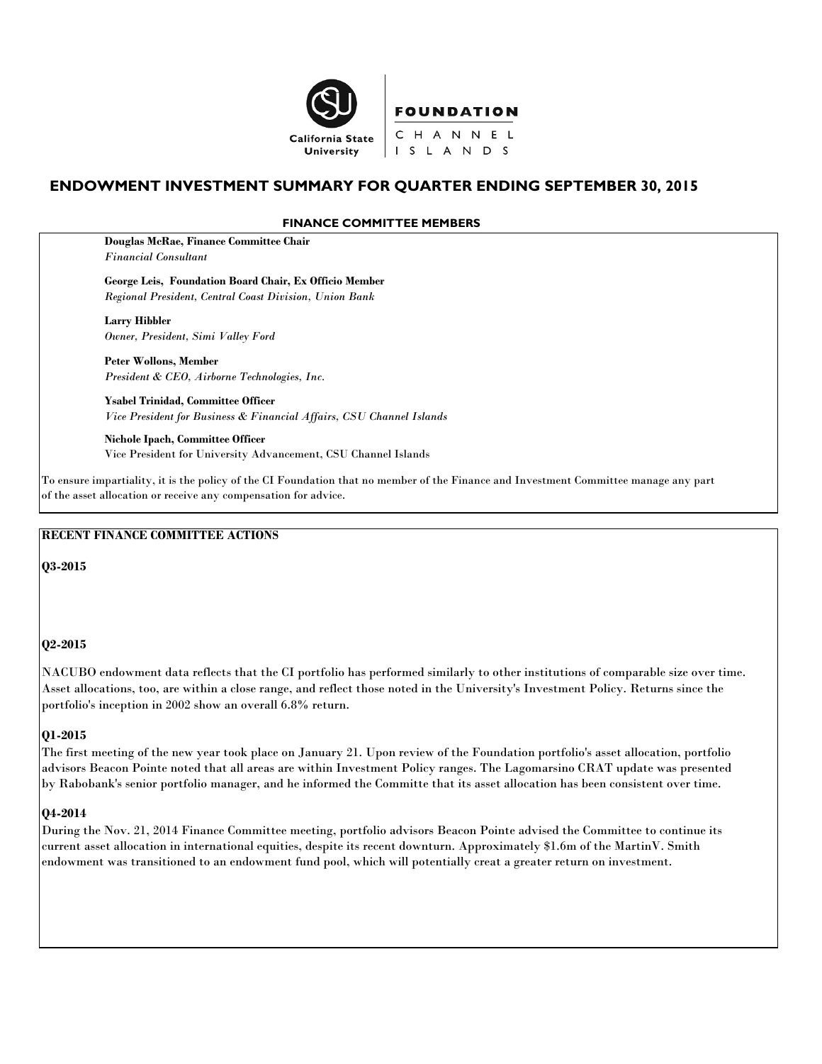California State University | FOUNDATION CHANNEL ISLANDS

# ENDOWMENT INVESTMENT SUMMARY FOR QUARTER ENDING SEPTEMBER 30, 2015

## FINANCE COMMITTEE MEMBERS

**Douglas McRae, Finance Committee Chair**
*Financial Consultant*

**George Leis, Foundation Board Chair, Ex Officio Member**
*Regional President, Central Coast Division, Union Bank*

**Larry Hibbler**
*Owner, President, Simi Valley Ford*

**Peter Wollons, Member**
*President & CEO, Airborne Technologies, Inc.*

**Ysabel Trinidad, Committee Officer**
*Vice President for Business & Financial Affairs, CSU Channel Islands*

**Nichole Ipach, Committee Officer**
Vice President for University Advancement, CSU Channel Islands

To ensure impartiality, it is the policy of the CI Foundation that no member of the Finance and Investment Committee manage any part of the asset allocation or receive any compensation for advice.

## RECENT FINANCE COMMITTEE ACTIONS

**Q3-2015**

**Q2-2015**

NACUBO endowment data reflects that the CI portfolio has performed similarly to other institutions of comparable size over time. Asset allocations, too, are within a close range, and reflect those noted in the University's Investment Policy. Returns since the portfolio's inception in 2002 show an overall 6.8% return.

**Q1-2015**

The first meeting of the new year took place on January 21. Upon review of the Foundation portfolio's asset allocation, portfolio advisors Beacon Pointe noted that all areas are within Investment Policy ranges. The Lagomarsino CRAT update was presented by Rabobank's senior portfolio manager, and he informed the Committe that its asset allocation has been consistent over time.

**Q4-2014**

During the Nov. 21, 2014 Finance Committee meeting, portfolio advisors Beacon Pointe advised the Committee to continue its current asset allocation in international equities, despite its recent downturn. Approximately $1.6m of the MartinV. Smith endowment was transitioned to an endowment fund pool, which will potentially creat a greater return on investment.